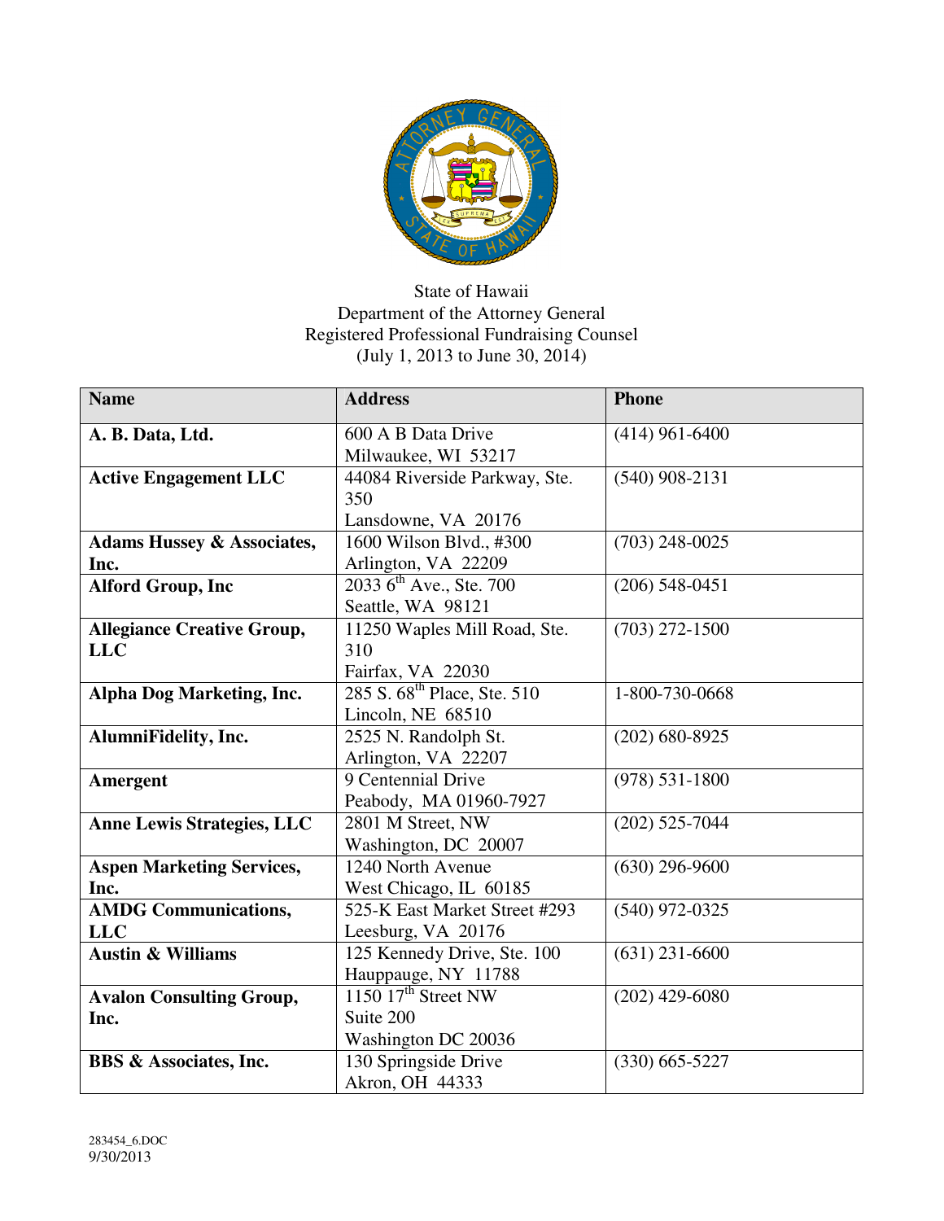State of Hawaii
Department of the Attorney General
Registered Professional Fundraising Counsel
(July 1, 2013 to June 30, 2014)

| Name | Address | Phone |
|---|---|---|
| **A. B. Data, Ltd.** | 600 A B Data Drive<br>Milwaukee, WI 53217 | (414) 961-6400 |
| **Active Engagement LLC** | 44084 Riverside Parkway, Ste. 350<br>Lansdowne, VA 20176 | (540) 908-2131 |
| **Adams Hussey & Associates, Inc.** | 1600 Wilson Blvd., #300<br>Arlington, VA 22209 | (703) 248-0025 |
| **Alford Group, Inc** | 2033 6th Ave., Ste. 700<br>Seattle, WA 98121 | (206) 548-0451 |
| **Allegiance Creative Group, LLC** | 11250 Waples Mill Road, Ste. 310<br>Fairfax, VA 22030 | (703) 272-1500 |
| **Alpha Dog Marketing, Inc.** | 285 S. 68th Place, Ste. 510<br>Lincoln, NE 68510 | 1-800-730-0668 |
| **AlumniFidelity, Inc.** | 2525 N. Randolph St.<br>Arlington, VA 22207 | (202) 680-8925 |
| **Amergent** | 9 Centennial Drive<br>Peabody, MA 01960-7927 | (978) 531-1800 |
| **Anne Lewis Strategies, LLC** | 2801 M Street, NW<br>Washington, DC 20007 | (202) 525-7044 |
| **Aspen Marketing Services, Inc.** | 1240 North Avenue<br>West Chicago, IL 60185 | (630) 296-9600 |
| **AMDG Communications, LLC** | 525-K East Market Street #293<br>Leesburg, VA 20176 | (540) 972-0325 |
| **Austin & Williams** | 125 Kennedy Drive, Ste. 100<br>Hauppauge, NY 11788 | (631) 231-6600 |
| **Avalon Consulting Group, Inc.** | 1150 17th Street NW<br>Suite 200<br>Washington DC 20036 | (202) 429-6080 |
| **BBS & Associates, Inc.** | 130 Springside Drive<br>Akron, OH 44333 | (330) 665-5227 |

283454_6.DOC
9/30/2013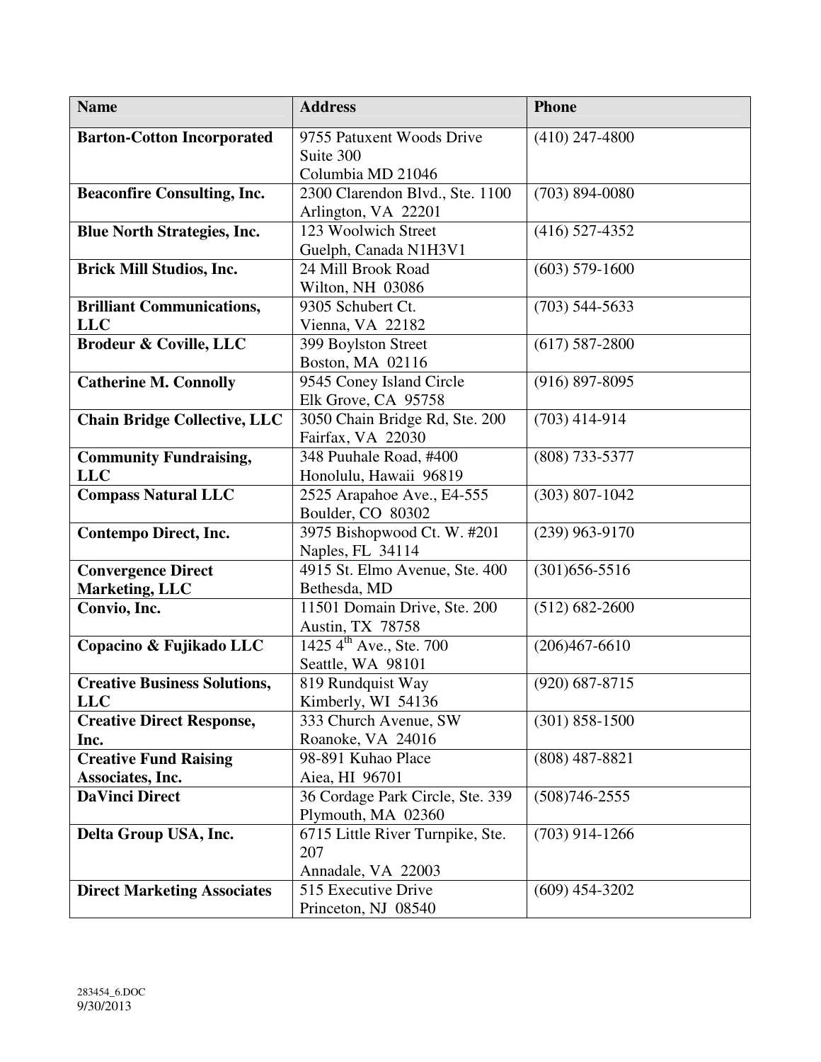| Name | Address | Phone |
|---|---|---|
| **Barton-Cotton Incorporated** | 9755 Patuxent Woods Drive<br>Suite 300<br>Columbia MD 21046 | (410) 247-4800 |
| **Beaconfire Consulting, Inc.** | 2300 Clarendon Blvd., Ste. 1100<br>Arlington, VA 22201 | (703) 894-0080 |
| **Blue North Strategies, Inc.** | 123 Woolwich Street<br>Guelph, Canada N1H3V1 | (416) 527-4352 |
| **Brick Mill Studios, Inc.** | 24 Mill Brook Road<br>Wilton, NH 03086 | (603) 579-1600 |
| **Brilliant Communications, LLC** | 9305 Schubert Ct.<br>Vienna, VA 22182 | (703) 544-5633 |
| **Brodeur & Coville, LLC** | 399 Boylston Street<br>Boston, MA 02116 | (617) 587-2800 |
| **Catherine M. Connolly** | 9545 Coney Island Circle<br>Elk Grove, CA 95758 | (916) 897-8095 |
| **Chain Bridge Collective, LLC** | 3050 Chain Bridge Rd, Ste. 200<br>Fairfax, VA 22030 | (703) 414-914 |
| **Community Fundraising, LLC** | 348 Puuhale Road, #400<br>Honolulu, Hawaii 96819 | (808) 733-5377 |
| **Compass Natural LLC** | 2525 Arapahoe Ave., E4-555<br>Boulder, CO 80302 | (303) 807-1042 |
| **Contempo Direct, Inc.** | 3975 Bishopwood Ct. W. #201<br>Naples, FL 34114 | (239) 963-9170 |
| **Convergence Direct Marketing, LLC** | 4915 St. Elmo Avenue, Ste. 400<br>Bethesda, MD | (301)656-5516 |
| **Convio, Inc.** | 11501 Domain Drive, Ste. 200<br>Austin, TX 78758 | (512) 682-2600 |
| **Copacino & Fujikado LLC** | 1425 4th Ave., Ste. 700<br>Seattle, WA 98101 | (206)467-6610 |
| **Creative Business Solutions, LLC** | 819 Rundquist Way<br>Kimberly, WI 54136 | (920) 687-8715 |
| **Creative Direct Response, Inc.** | 333 Church Avenue, SW<br>Roanoke, VA 24016 | (301) 858-1500 |
| **Creative Fund Raising Associates, Inc.** | 98-891 Kuhao Place<br>Aiea, HI 96701 | (808) 487-8821 |
| **DaVinci Direct** | 36 Cordage Park Circle, Ste. 339<br>Plymouth, MA 02360 | (508)746-2555 |
| **Delta Group USA, Inc.** | 6715 Little River Turnpike, Ste. 207<br>Annadale, VA 22003 | (703) 914-1266 |
| **Direct Marketing Associates** | 515 Executive Drive<br>Princeton, NJ 08540 | (609) 454-3202 |

283454_6.DOC
9/30/2013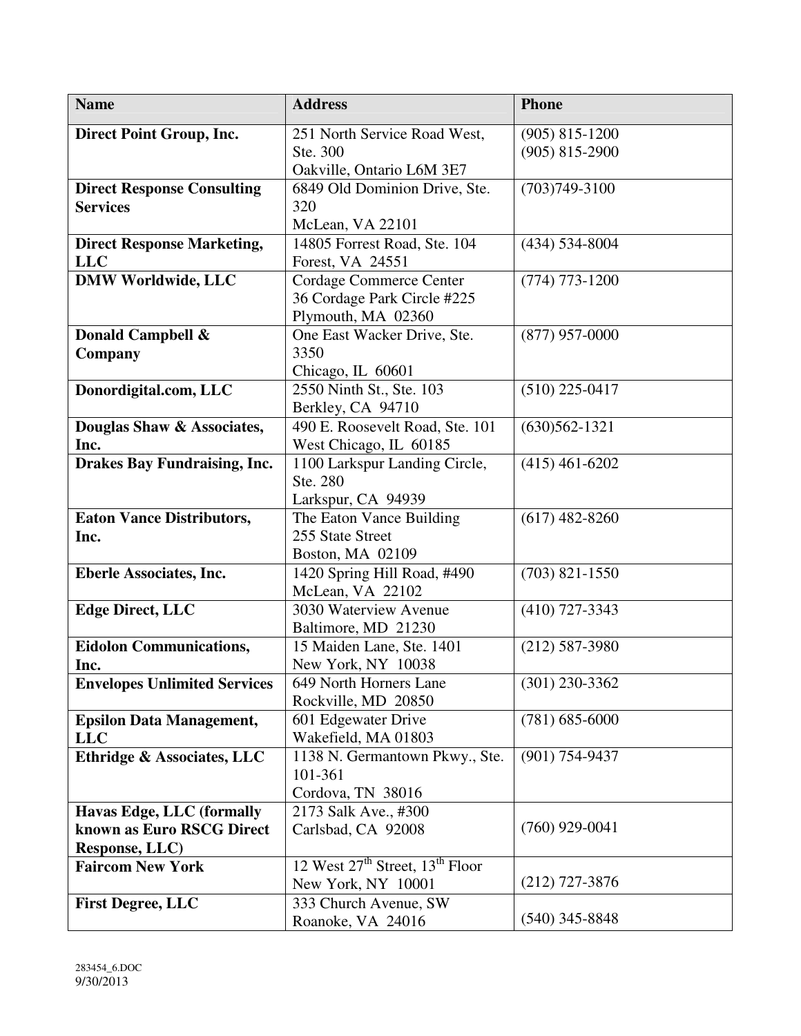| Name | Address | Phone |
|---|---|---|
| **Direct Point Group, Inc.** | 251 North Service Road West, Ste. 300 Oakville, Ontario L6M 3E7 | (905) 815-1200 (905) 815-2900 |
| **Direct Response Consulting Services** | 6849 Old Dominion Drive, Ste. 320 McLean, VA 22101 | (703)749-3100 |
| **Direct Response Marketing, LLC** | 14805 Forrest Road, Ste. 104 Forest, VA 24551 | (434) 534-8004 |
| **DMW Worldwide, LLC** | Cordage Commerce Center 36 Cordage Park Circle #225 Plymouth, MA 02360 | (774) 773-1200 |
| **Donald Campbell & Company** | One East Wacker Drive, Ste. 3350 Chicago, IL 60601 | (877) 957-0000 |
| **Donordigital.com, LLC** | 2550 Ninth St., Ste. 103 Berkley, CA 94710 | (510) 225-0417 |
| **Douglas Shaw & Associates, Inc.** | 490 E. Roosevelt Road, Ste. 101 West Chicago, IL 60185 | (630)562-1321 |
| **Drakes Bay Fundraising, Inc.** | 1100 Larkspur Landing Circle, Ste. 280 Larkspur, CA 94939 | (415) 461-6202 |
| **Eaton Vance Distributors, Inc.** | The Eaton Vance Building 255 State Street Boston, MA 02109 | (617) 482-8260 |
| **Eberle Associates, Inc.** | 1420 Spring Hill Road, #490 McLean, VA 22102 | (703) 821-1550 |
| **Edge Direct, LLC** | 3030 Waterview Avenue Baltimore, MD 21230 | (410) 727-3343 |
| **Eidolon Communications, Inc.** | 15 Maiden Lane, Ste. 1401 New York, NY 10038 | (212) 587-3980 |
| **Envelopes Unlimited Services** | 649 North Horners Lane Rockville, MD 20850 | (301) 230-3362 |
| **Epsilon Data Management, LLC** | 601 Edgewater Drive Wakefield, MA 01803 | (781) 685-6000 |
| **Ethridge & Associates, LLC** | 1138 N. Germantown Pkwy., Ste. 101-361 Cordova, TN 38016 | (901) 754-9437 |
| **Havas Edge, LLC (formally known as Euro RSCG Direct Response, LLC)** | 2173 Salk Ave., #300 Carlsbad, CA 92008 | (760) 929-0041 |
| **Faircom New York** | 12 West 27th Street, 13th Floor New York, NY 10001 | (212) 727-3876 |
| **First Degree, LLC** | 333 Church Avenue, SW Roanoke, VA 24016 | (540) 345-8848 |

283454_6.DOC
9/30/2013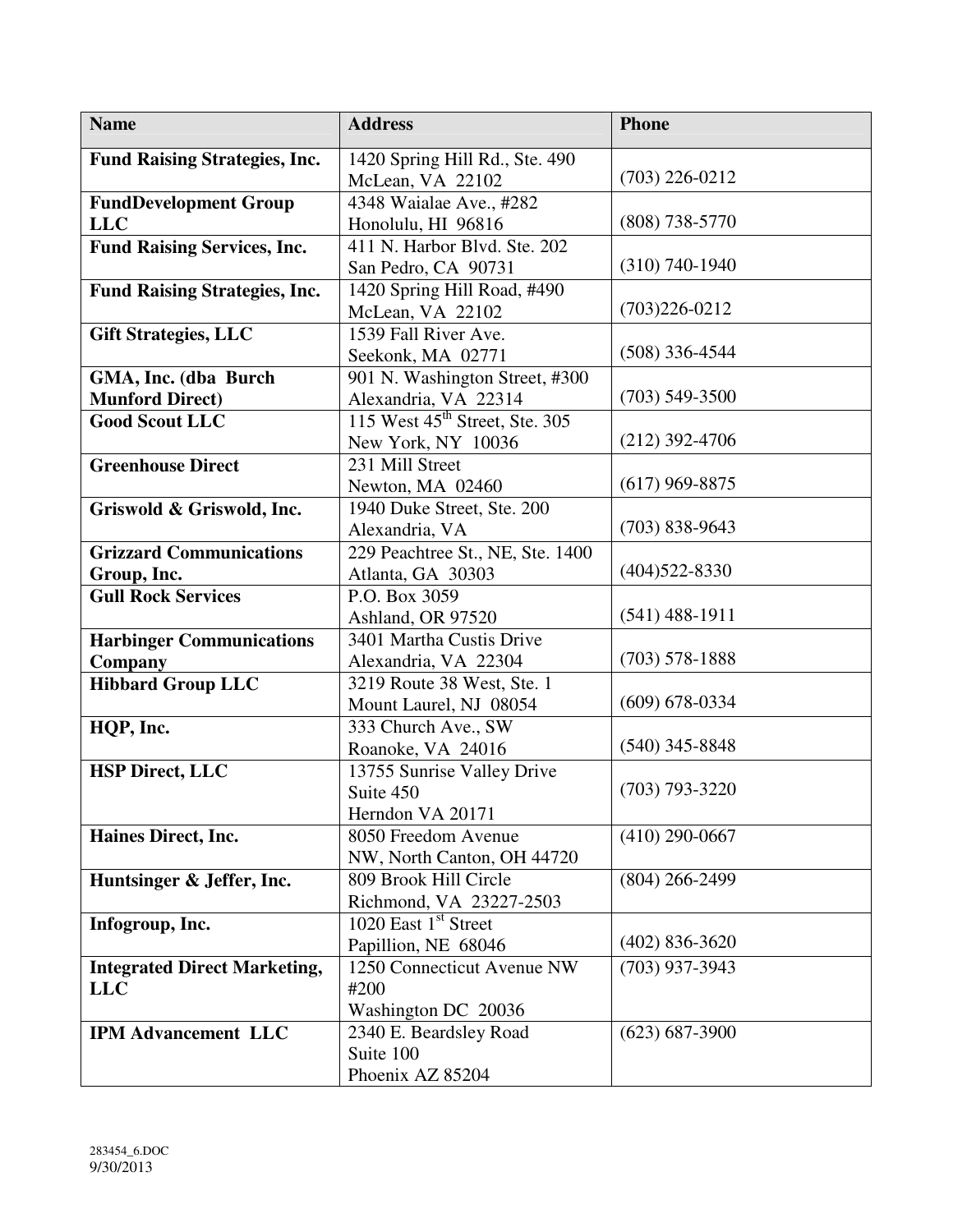| Name | Address | Phone |
|---|---|---|
| **Fund Raising Strategies, Inc.** | 1420 Spring Hill Rd., Ste. 490 McLean, VA 22102 | (703) 226-0212 |
| **FundDevelopment Group LLC** | 4348 Waialae Ave., #282 Honolulu, HI 96816 | (808) 738-5770 |
| **Fund Raising Services, Inc.** | 411 N. Harbor Blvd. Ste. 202 San Pedro, CA 90731 | (310) 740-1940 |
| **Fund Raising Strategies, Inc.** | 1420 Spring Hill Road, #490 McLean, VA 22102 | (703)226-0212 |
| **Gift Strategies, LLC** | 1539 Fall River Ave. Seekonk, MA 02771 | (508) 336-4544 |
| **GMA, Inc. (dba Burch Munford Direct)** | 901 N. Washington Street, #300 Alexandria, VA 22314 | (703) 549-3500 |
| **Good Scout LLC** | 115 West 45th Street, Ste. 305 New York, NY 10036 | (212) 392-4706 |
| **Greenhouse Direct** | 231 Mill Street Newton, MA 02460 | (617) 969-8875 |
| **Griswold & Griswold, Inc.** | 1940 Duke Street, Ste. 200 Alexandria, VA | (703) 838-9643 |
| **Grizzard Communications Group, Inc.** | 229 Peachtree St., NE, Ste. 1400 Atlanta, GA 30303 | (404)522-8330 |
| **Gull Rock Services** | P.O. Box 3059 Ashland, OR 97520 | (541) 488-1911 |
| **Harbinger Communications Company** | 3401 Martha Custis Drive Alexandria, VA 22304 | (703) 578-1888 |
| **Hibbard Group LLC** | 3219 Route 38 West, Ste. 1 Mount Laurel, NJ 08054 | (609) 678-0334 |
| **HQP, Inc.** | 333 Church Ave., SW Roanoke, VA 24016 | (540) 345-8848 |
| **HSP Direct, LLC** | 13755 Sunrise Valley Drive Suite 450 Herndon VA 20171 | (703) 793-3220 |
| **Haines Direct, Inc.** | 8050 Freedom Avenue NW, North Canton, OH 44720 | (410) 290-0667 |
| **Huntsinger & Jeffer, Inc.** | 809 Brook Hill Circle Richmond, VA 23227-2503 | (804) 266-2499 |
| **Infogroup, Inc.** | 1020 East 1st Street Papillion, NE 68046 | (402) 836-3620 |
| **Integrated Direct Marketing, LLC** | 1250 Connecticut Avenue NW #200 Washington DC 20036 | (703) 937-3943 |
| **IPM Advancement LLC** | 2340 E. Beardsley Road Suite 100 Phoenix AZ 85204 | (623) 687-3900 |

283454_6.DOC
9/30/2013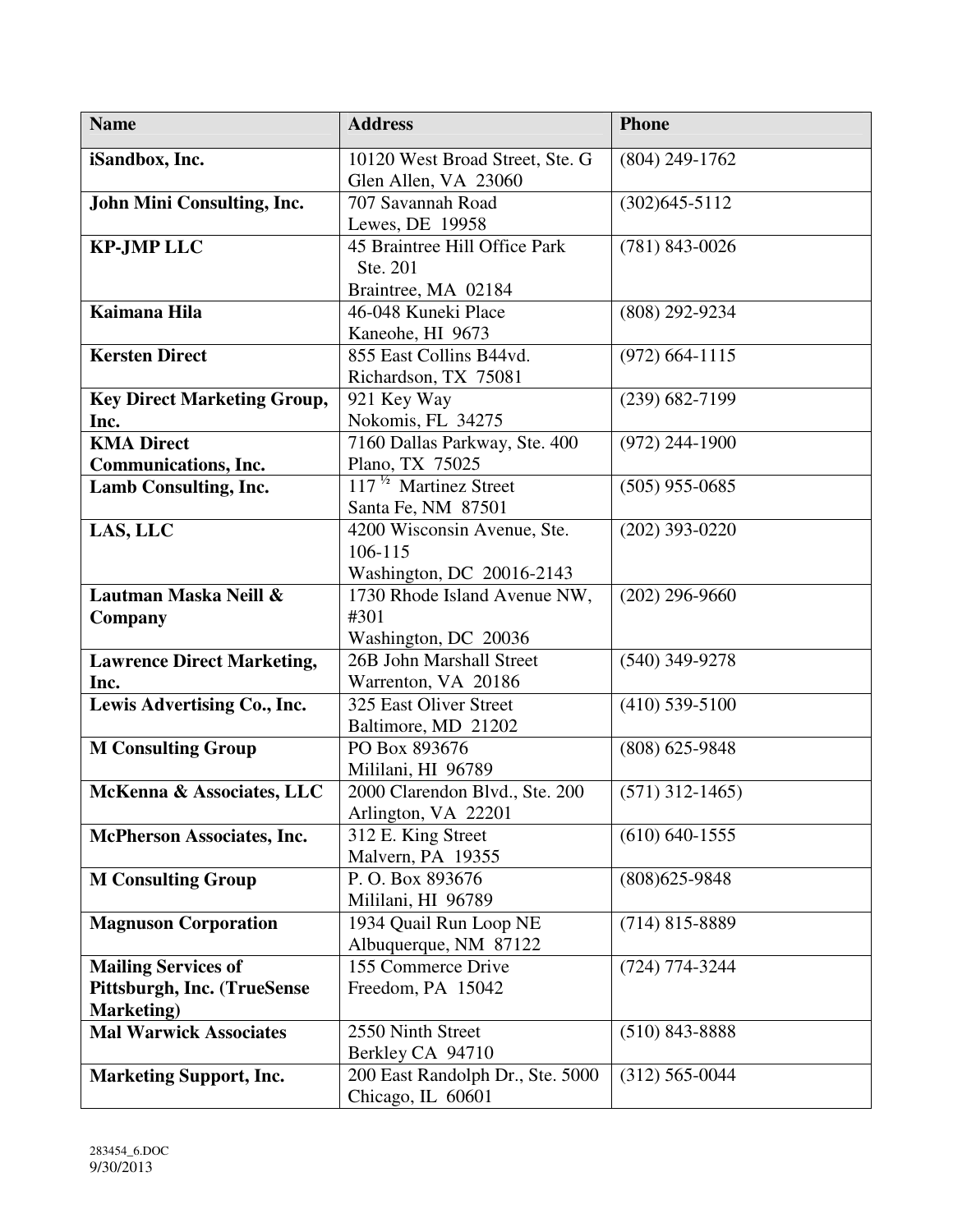| Name | Address | Phone |
|---|---|---|
| **iSandbox, Inc.** | 10120 West Broad Street, Ste. G<br>Glen Allen, VA 23060 | (804) 249-1762 |
| **John Mini Consulting, Inc.** | 707 Savannah Road<br>Lewes, DE 19958 | (302)645-5112 |
| **KP-JMP LLC** | 45 Braintree Hill Office Park<br>Ste. 201<br>Braintree, MA 02184 | (781) 843-0026 |
| **Kaimana Hila** | 46-048 Kuneki Place<br>Kaneohe, HI 9673 | (808) 292-9234 |
| **Kersten Direct** | 855 East Collins B44vd.<br>Richardson, TX 75081 | (972) 664-1115 |
| **Key Direct Marketing Group, Inc.** | 921 Key Way<br>Nokomis, FL 34275 | (239) 682-7199 |
| **KMA Direct Communications, Inc.** | 7160 Dallas Parkway, Ste. 400<br>Plano, TX 75025 | (972) 244-1900 |
| **Lamb Consulting, Inc.** | 117 ½ Martinez Street<br>Santa Fe, NM 87501 | (505) 955-0685 |
| **LAS, LLC** | 4200 Wisconsin Avenue, Ste. 106-115<br>Washington, DC 20016-2143 | (202) 393-0220 |
| **Lautman Maska Neill & Company** | 1730 Rhode Island Avenue NW, #301<br>Washington, DC 20036 | (202) 296-9660 |
| **Lawrence Direct Marketing, Inc.** | 26B John Marshall Street<br>Warrenton, VA 20186 | (540) 349-9278 |
| **Lewis Advertising Co., Inc.** | 325 East Oliver Street<br>Baltimore, MD 21202 | (410) 539-5100 |
| **M Consulting Group** | PO Box 893676<br>Mililani, HI 96789 | (808) 625-9848 |
| **McKenna & Associates, LLC** | 2000 Clarendon Blvd., Ste. 200<br>Arlington, VA 22201 | (571) 312-1465) |
| **McPherson Associates, Inc.** | 312 E. King Street<br>Malvern, PA 19355 | (610) 640-1555 |
| **M Consulting Group** | P. O. Box 893676<br>Mililani, HI 96789 | (808)625-9848 |
| **Magnuson Corporation** | 1934 Quail Run Loop NE<br>Albuquerque, NM 87122 | (714) 815-8889 |
| **Mailing Services of Pittsburgh, Inc. (TrueSense Marketing)** | 155 Commerce Drive<br>Freedom, PA 15042 | (724) 774-3244 |
| **Mal Warwick Associates** | 2550 Ninth Street<br>Berkley CA 94710 | (510) 843-8888 |
| **Marketing Support, Inc.** | 200 East Randolph Dr., Ste. 5000<br>Chicago, IL 60601 | (312) 565-0044 |

283454_6.DOC
9/30/2013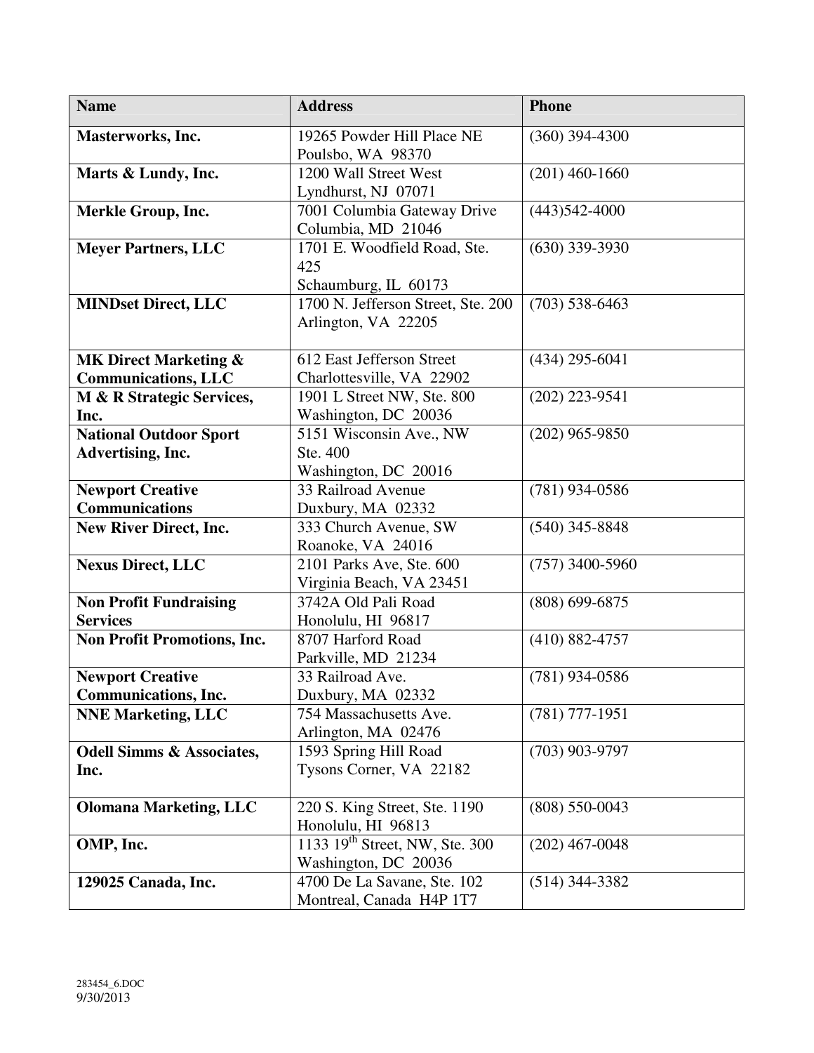| Name | Address | Phone |
|---|---|---|
| **Masterworks, Inc.** | 19265 Powder Hill Place NE<br>Poulsbo, WA 98370 | (360) 394-4300 |
| **Marts & Lundy, Inc.** | 1200 Wall Street West<br>Lyndhurst, NJ 07071 | (201) 460-1660 |
| **Merkle Group, Inc.** | 7001 Columbia Gateway Drive<br>Columbia, MD 21046 | (443)542-4000 |
| **Meyer Partners, LLC** | 1701 E. Woodfield Road, Ste. 425<br>Schaumburg, IL 60173 | (630) 339-3930 |
| **MINDset Direct, LLC** | 1700 N. Jefferson Street, Ste. 200<br>Arlington, VA 22205 | (703) 538-6463 |
| **MK Direct Marketing & Communications, LLC** | 612 East Jefferson Street<br>Charlottesville, VA 22902 | (434) 295-6041 |
| **M & R Strategic Services, Inc.** | 1901 L Street NW, Ste. 800<br>Washington, DC 20036 | (202) 223-9541 |
| **National Outdoor Sport Advertising, Inc.** | 5151 Wisconsin Ave., NW<br>Ste. 400<br>Washington, DC 20016 | (202) 965-9850 |
| **Newport Creative Communications** | 33 Railroad Avenue<br>Duxbury, MA 02332 | (781) 934-0586 |
| **New River Direct, Inc.** | 333 Church Avenue, SW<br>Roanoke, VA 24016 | (540) 345-8848 |
| **Nexus Direct, LLC** | 2101 Parks Ave, Ste. 600<br>Virginia Beach, VA 23451 | (757) 3400-5960 |
| **Non Profit Fundraising Services** | 3742A Old Pali Road<br>Honolulu, HI 96817 | (808) 699-6875 |
| **Non Profit Promotions, Inc.** | 8707 Harford Road<br>Parkville, MD 21234 | (410) 882-4757 |
| **Newport Creative Communications, Inc.** | 33 Railroad Ave.<br>Duxbury, MA 02332 | (781) 934-0586 |
| **NNE Marketing, LLC** | 754 Massachusetts Ave.<br>Arlington, MA 02476 | (781) 777-1951 |
| **Odell Simms & Associates, Inc.** | 1593 Spring Hill Road<br>Tysons Corner, VA 22182 | (703) 903-9797 |
| **Olomana Marketing, LLC** | 220 S. King Street, Ste. 1190<br>Honolulu, HI 96813 | (808) 550-0043 |
| **OMP, Inc.** | 1133 19th Street, NW, Ste. 300<br>Washington, DC 20036 | (202) 467-0048 |
| **129025 Canada, Inc.** | 4700 De La Savane, Ste. 102<br>Montreal, Canada H4P 1T7 | (514) 344-3382 |

283454_6.DOC
9/30/2013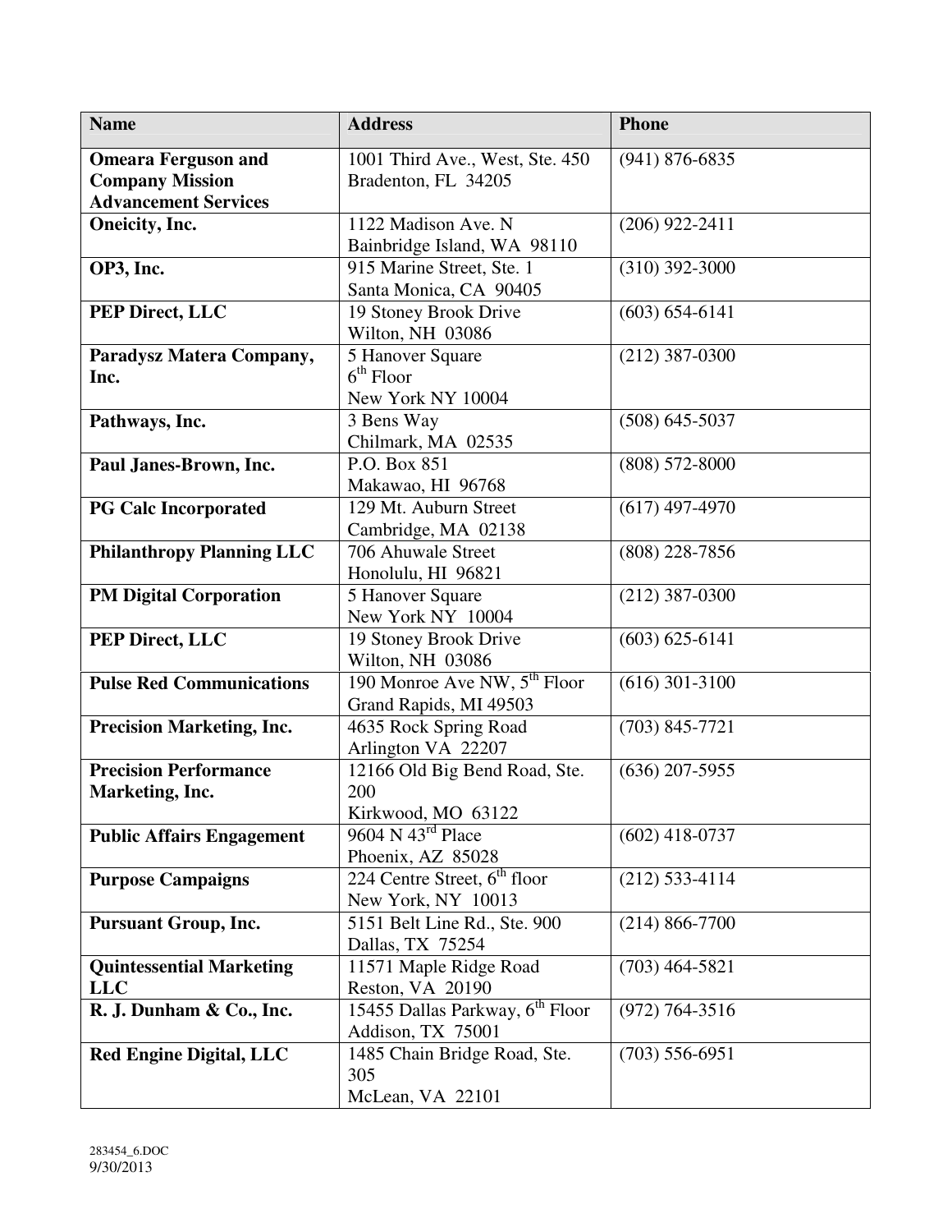| **Name** | **Address** | **Phone** |
| --- | --- | --- |
| **Omeara Ferguson and Company Mission Advancement Services** | 1001 Third Ave., West, Ste. 450<br>Bradenton, FL 34205 | (941) 876-6835 |
| **Oneicity, Inc.** | 1122 Madison Ave. N<br>Bainbridge Island, WA 98110 | (206) 922-2411 |
| **OP3, Inc.** | 915 Marine Street, Ste. 1<br>Santa Monica, CA 90405 | (310) 392-3000 |
| **PEP Direct, LLC** | 19 Stoney Brook Drive<br>Wilton, NH 03086 | (603) 654-6141 |
| **Paradysz Matera Company, Inc.** | 5 Hanover Square<br>6th Floor<br>New York NY 10004 | (212) 387-0300 |
| **Pathways, Inc.** | 3 Bens Way<br>Chilmark, MA 02535 | (508) 645-5037 |
| **Paul Janes-Brown, Inc.** | P.O. Box 851<br>Makawao, HI 96768 | (808) 572-8000 |
| **PG Calc Incorporated** | 129 Mt. Auburn Street<br>Cambridge, MA 02138 | (617) 497-4970 |
| **Philanthropy Planning LLC** | 706 Ahuwale Street<br>Honolulu, HI 96821 | (808) 228-7856 |
| **PM Digital Corporation** | 5 Hanover Square<br>New York NY 10004 | (212) 387-0300 |
| **PEP Direct, LLC** | 19 Stoney Brook Drive<br>Wilton, NH 03086 | (603) 625-6141 |
| **Pulse Red Communications** | 190 Monroe Ave NW, 5th Floor<br>Grand Rapids, MI 49503 | (616) 301-3100 |
| **Precision Marketing, Inc.** | 4635 Rock Spring Road<br>Arlington VA 22207 | (703) 845-7721 |
| **Precision Performance Marketing, Inc.** | 12166 Old Big Bend Road, Ste. 200<br>Kirkwood, MO 63122 | (636) 207-5955 |
| **Public Affairs Engagement** | 9604 N 43rd Place<br>Phoenix, AZ 85028 | (602) 418-0737 |
| **Purpose Campaigns** | 224 Centre Street, 6th floor<br>New York, NY 10013 | (212) 533-4114 |
| **Pursuant Group, Inc.** | 5151 Belt Line Rd., Ste. 900<br>Dallas, TX 75254 | (214) 866-7700 |
| **Quintessential Marketing LLC** | 11571 Maple Ridge Road<br>Reston, VA 20190 | (703) 464-5821 |
| **R. J. Dunham & Co., Inc.** | 15455 Dallas Parkway, 6th Floor<br>Addison, TX 75001 | (972) 764-3516 |
| **Red Engine Digital, LLC** | 1485 Chain Bridge Road, Ste. 305<br>McLean, VA 22101 | (703) 556-6951 |

283454_6.DOC
9/30/2013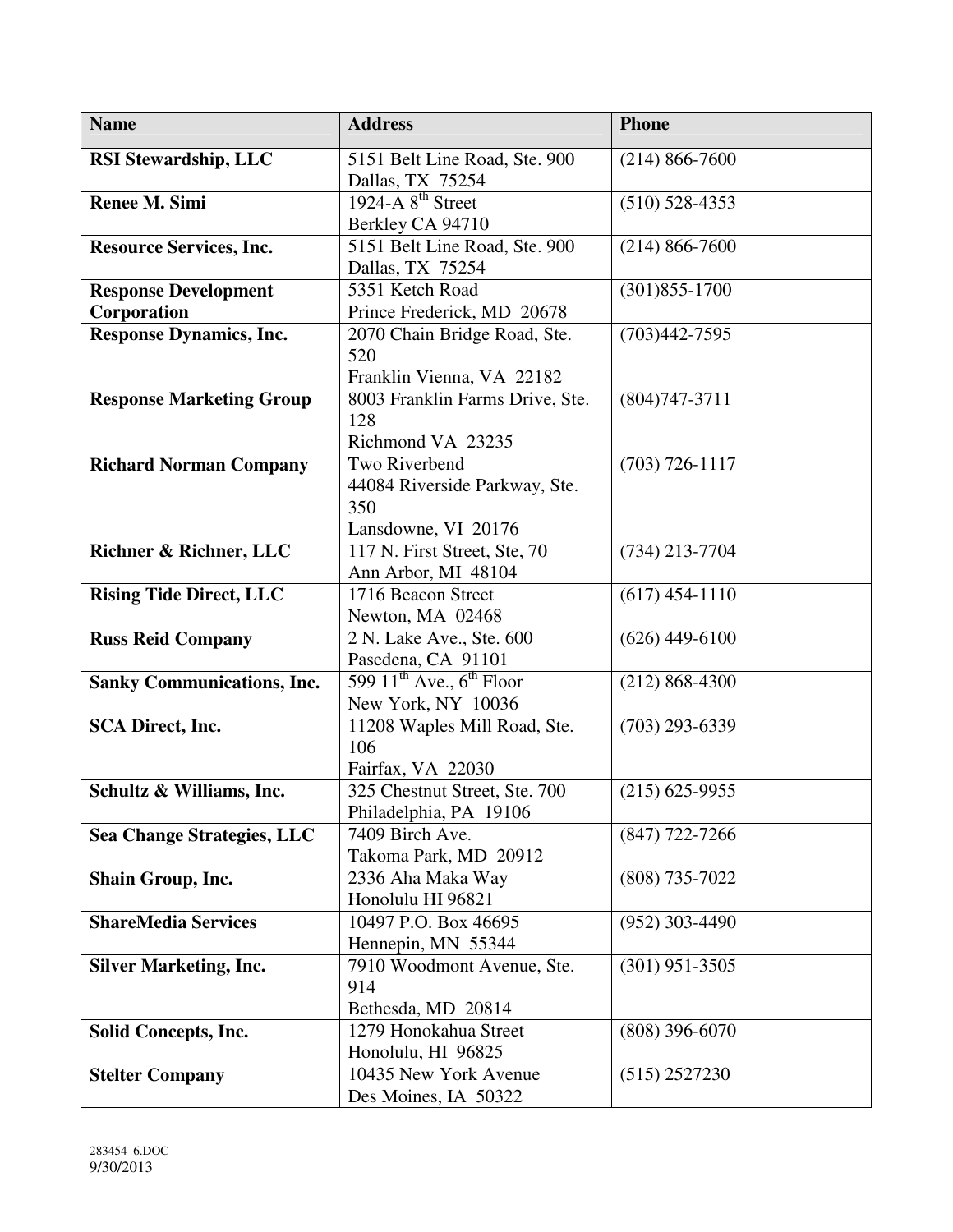| Name | Address | Phone |
|---|---|---|
| **RSI Stewardship, LLC** | 5151 Belt Line Road, Ste. 900<br>Dallas, TX 75254 | (214) 866-7600 |
| **Renee M. Simi** | 1924-A 8th Street<br>Berkley CA 94710 | (510) 528-4353 |
| **Resource Services, Inc.** | 5151 Belt Line Road, Ste. 900<br>Dallas, TX 75254 | (214) 866-7600 |
| **Response Development Corporation** | 5351 Ketch Road<br>Prince Frederick, MD 20678 | (301)855-1700 |
| **Response Dynamics, Inc.** | 2070 Chain Bridge Road, Ste. 520<br>Franklin Vienna, VA 22182 | (703)442-7595 |
| **Response Marketing Group** | 8003 Franklin Farms Drive, Ste. 128<br>Richmond VA 23235 | (804)747-3711 |
| **Richard Norman Company** | Two Riverbend<br>44084 Riverside Parkway, Ste. 350<br>Lansdowne, VI 20176 | (703) 726-1117 |
| **Richner & Richner, LLC** | 117 N. First Street, Ste, 70<br>Ann Arbor, MI 48104 | (734) 213-7704 |
| **Rising Tide Direct, LLC** | 1716 Beacon Street<br>Newton, MA 02468 | (617) 454-1110 |
| **Russ Reid Company** | 2 N. Lake Ave., Ste. 600<br>Pasedena, CA 91101 | (626) 449-6100 |
| **Sanky Communications, Inc.** | 599 11th Ave., 6th Floor<br>New York, NY 10036 | (212) 868-4300 |
| **SCA Direct, Inc.** | 11208 Waples Mill Road, Ste. 106<br>Fairfax, VA 22030 | (703) 293-6339 |
| **Schultz & Williams, Inc.** | 325 Chestnut Street, Ste. 700<br>Philadelphia, PA 19106 | (215) 625-9955 |
| **Sea Change Strategies, LLC** | 7409 Birch Ave.<br>Takoma Park, MD 20912 | (847) 722-7266 |
| **Shain Group, Inc.** | 2336 Aha Maka Way<br>Honolulu HI 96821 | (808) 735-7022 |
| **ShareMedia Services** | 10497 P.O. Box 46695<br>Hennepin, MN 55344 | (952) 303-4490 |
| **Silver Marketing, Inc.** | 7910 Woodmont Avenue, Ste. 914<br>Bethesda, MD 20814 | (301) 951-3505 |
| **Solid Concepts, Inc.** | 1279 Honokahua Street<br>Honolulu, HI 96825 | (808) 396-6070 |
| **Stelter Company** | 10435 New York Avenue<br>Des Moines, IA 50322 | (515) 2527230 |

283454_6.DOC
9/30/2013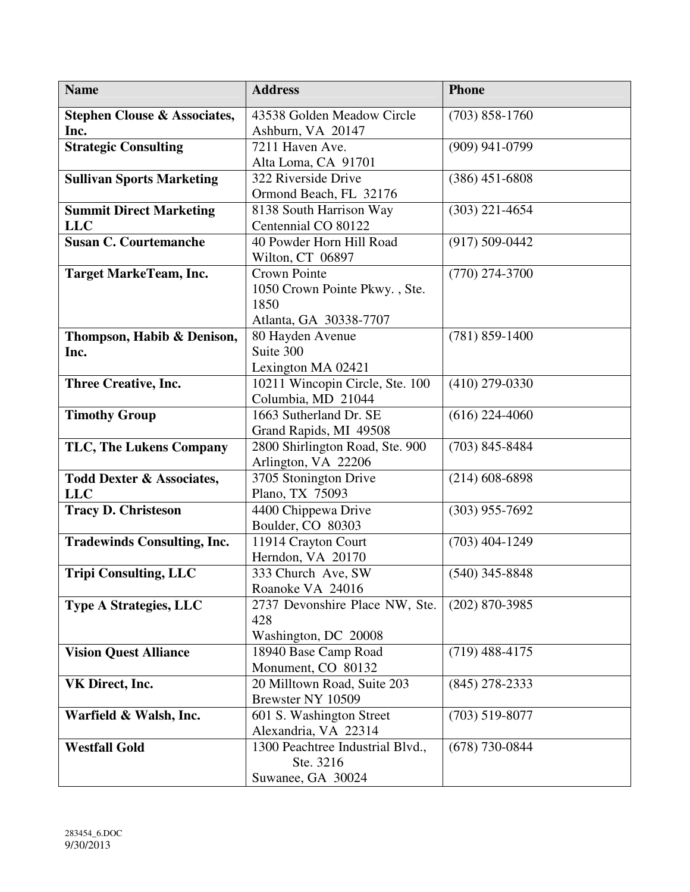| Name | Address | Phone |
|---|---|---|
| **Stephen Clouse & Associates, Inc.** | 43538 Golden Meadow Circle<br>Ashburn, VA 20147 | (703) 858-1760 |
| **Strategic Consulting** | 7211 Haven Ave.<br>Alta Loma, CA 91701 | (909) 941-0799 |
| **Sullivan Sports Marketing** | 322 Riverside Drive<br>Ormond Beach, FL 32176 | (386) 451-6808 |
| **Summit Direct Marketing LLC** | 8138 South Harrison Way<br>Centennial CO 80122 | (303) 221-4654 |
| **Susan C. Courtemanche** | 40 Powder Horn Hill Road<br>Wilton, CT 06897 | (917) 509-0442 |
| **Target MarkeTeam, Inc.** | Crown Pointe<br>1050 Crown Pointe Pkwy. , Ste. 1850<br>Atlanta, GA 30338-7707 | (770) 274-3700 |
| **Thompson, Habib & Denison, Inc.** | 80 Hayden Avenue<br>Suite 300<br>Lexington MA 02421 | (781) 859-1400 |
| **Three Creative, Inc.** | 10211 Wincopin Circle, Ste. 100<br>Columbia, MD 21044 | (410) 279-0330 |
| **Timothy Group** | 1663 Sutherland Dr. SE<br>Grand Rapids, MI 49508 | (616) 224-4060 |
| **TLC, The Lukens Company** | 2800 Shirlington Road, Ste. 900<br>Arlington, VA 22206 | (703) 845-8484 |
| **Todd Dexter & Associates, LLC** | 3705 Stonington Drive<br>Plano, TX 75093 | (214) 608-6898 |
| **Tracy D. Christeson** | 4400 Chippewa Drive<br>Boulder, CO 80303 | (303) 955-7692 |
| **Tradewinds Consulting, Inc.** | 11914 Crayton Court<br>Herndon, VA 20170 | (703) 404-1249 |
| **Tripi Consulting, LLC** | 333 Church Ave, SW<br>Roanoke VA 24016 | (540) 345-8848 |
| **Type A Strategies, LLC** | 2737 Devonshire Place NW, Ste. 428<br>Washington, DC 20008 | (202) 870-3985 |
| **Vision Quest Alliance** | 18940 Base Camp Road<br>Monument, CO 80132 | (719) 488-4175 |
| **VK Direct, Inc.** | 20 Milltown Road, Suite 203<br>Brewster NY 10509 | (845) 278-2333 |
| **Warfield & Walsh, Inc.** | 601 S. Washington Street<br>Alexandria, VA 22314 | (703) 519-8077 |
| **Westfall Gold** | 1300 Peachtree Industrial Blvd., Ste. 3216<br>Suwanee, GA 30024 | (678) 730-0844 |

283454_6.DOC
9/30/2013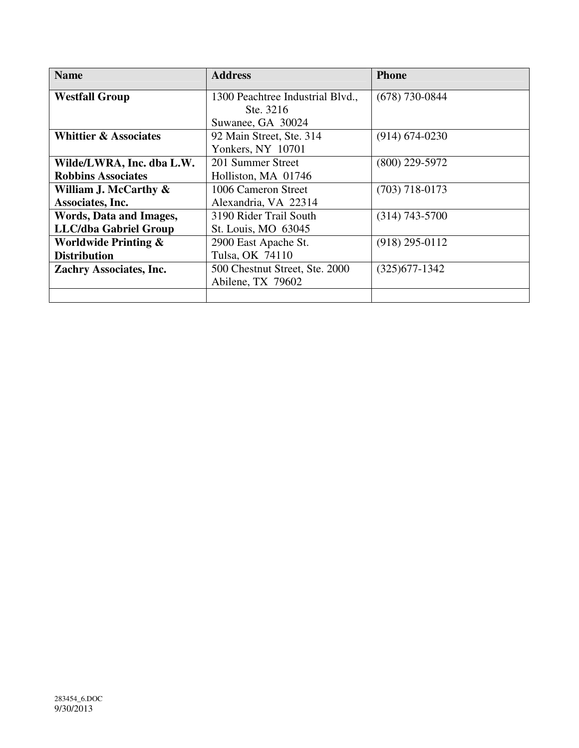| Name | Address | Phone |
|---|---|---|
| **Westfall Group** | 1300 Peachtree Industrial Blvd., Ste. 3216 Suwanee, GA 30024 | (678) 730-0844 |
| **Whittier & Associates** | 92 Main Street, Ste. 314 Yonkers, NY 10701 | (914) 674-0230 |
| **Wilde/LWRA, Inc. dba L.W. Robbins Associates** | 201 Summer Street Holliston, MA 01746 | (800) 229-5972 |
| **William J. McCarthy & Associates, Inc.** | 1006 Cameron Street Alexandria, VA 22314 | (703) 718-0173 |
| **Words, Data and Images, LLC/dba Gabriel Group** | 3190 Rider Trail South St. Louis, MO 63045 | (314) 743-5700 |
| **Worldwide Printing & Distribution** | 2900 East Apache St. Tulsa, OK 74110 | (918) 295-0112 |
| **Zachry Associates, Inc.** | 500 Chestnut Street, Ste. 2000 Abilene, TX 79602 | (325)677-1342 |
| | | |

283454_6.DOC
9/30/2013